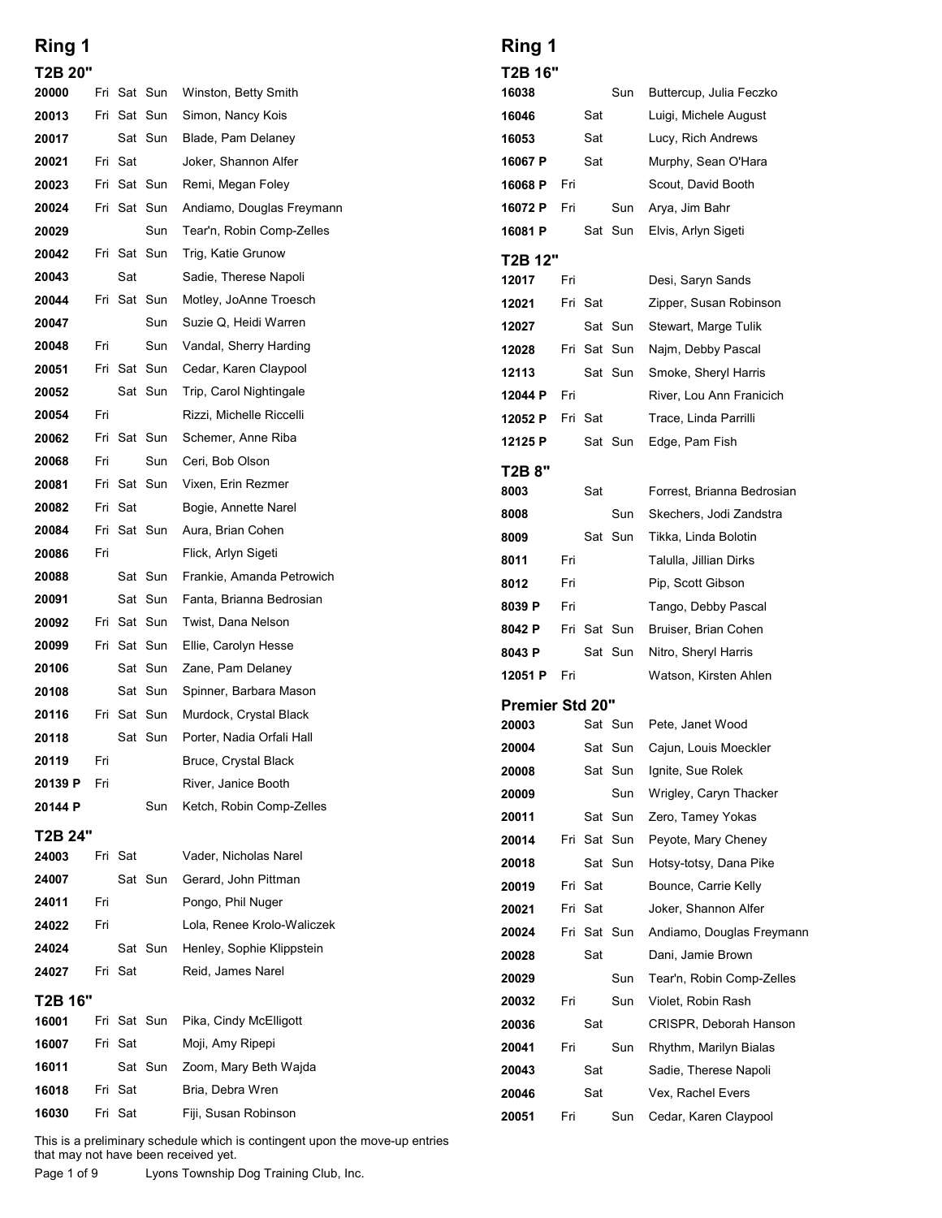## Ring 1

### T2B 20"

| Number | Fri | Sat | Sun | Dog, Handler |
|---|---|---|---|---|
| 20000 | Fri | Sat | Sun | Winston, Betty Smith |
| 20013 | Fri | Sat | Sun | Simon, Nancy Kois |
| 20017 | | Sat | Sun | Blade, Pam Delaney |
| 20021 | Fri | Sat | | Joker, Shannon Alfer |
| 20023 | Fri | Sat | Sun | Remi, Megan Foley |
| 20024 | Fri | Sat | Sun | Andiamo, Douglas Freymann |
| 20029 | | | Sun | Tear'n, Robin Comp-Zelles |
| 20042 | Fri | Sat | Sun | Trig, Katie Grunow |
| 20043 | | Sat | | Sadie, Therese Napoli |
| 20044 | Fri | Sat | Sun | Motley, JoAnne Troesch |
| 20047 | | | Sun | Suzie Q, Heidi Warren |
| 20048 | Fri | | Sun | Vandal, Sherry Harding |
| 20051 | Fri | Sat | Sun | Cedar, Karen Claypool |
| 20052 | | Sat | Sun | Trip, Carol Nightingale |
| 20054 | Fri | | | Rizzi, Michelle Riccelli |
| 20062 | Fri | Sat | Sun | Schemer, Anne Riba |
| 20068 | Fri | | Sun | Ceri, Bob Olson |
| 20081 | Fri | Sat | Sun | Vixen, Erin Rezmer |
| 20082 | Fri | Sat | | Bogie, Annette Narel |
| 20084 | Fri | Sat | Sun | Aura, Brian Cohen |
| 20086 | Fri | | | Flick, Arlyn Sigeti |
| 20088 | | Sat | Sun | Frankie, Amanda Petrowich |
| 20091 | | Sat | Sun | Fanta, Brianna Bedrosian |
| 20092 | Fri | Sat | Sun | Twist, Dana Nelson |
| 20099 | Fri | Sat | Sun | Ellie, Carolyn Hesse |
| 20106 | | Sat | Sun | Zane, Pam Delaney |
| 20108 | | Sat | Sun | Spinner, Barbara Mason |
| 20116 | Fri | Sat | Sun | Murdock, Crystal Black |
| 20118 | | Sat | Sun | Porter, Nadia Orfali Hall |
| 20119 | Fri | | | Bruce, Crystal Black |
| 20139 P | Fri | | | River, Janice Booth |
| 20144 P | | | Sun | Ketch, Robin Comp-Zelles |

### T2B 24"

| Number | Fri | Sat | Sun | Dog, Handler |
|---|---|---|---|---|
| 24003 | Fri | Sat | | Vader, Nicholas Narel |
| 24007 | | Sat | Sun | Gerard, John Pittman |
| 24011 | Fri | | | Pongo, Phil Nuger |
| 24022 | Fri | | | Lola, Renee Krolo-Waliczek |
| 24024 | | Sat | Sun | Henley, Sophie Klippstein |
| 24027 | Fri | Sat | | Reid, James Narel |

### T2B 16"

| Number | Fri | Sat | Sun | Dog, Handler |
|---|---|---|---|---|
| 16001 | Fri | Sat | Sun | Pika, Cindy McElligott |
| 16007 | Fri | Sat | | Moji, Amy Ripepi |
| 16011 | | Sat | Sun | Zoom, Mary Beth Wajda |
| 16018 | Fri | Sat | | Bria, Debra Wren |
| 16030 | Fri | Sat | | Fiji, Susan Robinson |
| 16038 | | | Sun | Buttercup, Julia Feczko |
| 16046 | | Sat | | Luigi, Michele August |
| 16053 | | Sat | | Lucy, Rich Andrews |
| 16067 P | | Sat | | Murphy, Sean O'Hara |
| 16068 P | Fri | | | Scout, David Booth |
| 16072 P | Fri | | Sun | Arya, Jim Bahr |
| 16081 P | | Sat | Sun | Elvis, Arlyn Sigeti |

### T2B 12"

| Number | Fri | Sat | Sun | Dog, Handler |
|---|---|---|---|---|
| 12017 | Fri | | | Desi, Saryn Sands |
| 12021 | Fri | Sat | | Zipper, Susan Robinson |
| 12027 | | Sat | Sun | Stewart, Marge Tulik |
| 12028 | Fri | Sat | Sun | Najm, Debby Pascal |
| 12113 | | Sat | Sun | Smoke, Sheryl Harris |
| 12044 P | Fri | | | River, Lou Ann Franicich |
| 12052 P | Fri | Sat | | Trace, Linda Parrilli |
| 12125 P | | Sat | Sun | Edge, Pam Fish |

### T2B 8"

| Number | Fri | Sat | Sun | Dog, Handler |
|---|---|---|---|---|
| 8003 | | Sat | | Forrest, Brianna Bedrosian |
| 8008 | | | Sun | Skechers, Jodi Zandstra |
| 8009 | | Sat | Sun | Tikka, Linda Bolotin |
| 8011 | Fri | | | Talulla, Jillian Dirks |
| 8012 | Fri | | | Pip, Scott Gibson |
| 8039 P | Fri | | | Tango, Debby Pascal |
| 8042 P | Fri | Sat | Sun | Bruiser, Brian Cohen |
| 8043 P | | Sat | Sun | Nitro, Sheryl Harris |
| 12051 P | Fri | | | Watson, Kirsten Ahlen |

### Premier Std 20"

| Number | Fri | Sat | Sun | Dog, Handler |
|---|---|---|---|---|
| 20003 | | Sat | Sun | Pete, Janet Wood |
| 20004 | | Sat | Sun | Cajun, Louis Moeckler |
| 20008 | | Sat | Sun | Ignite, Sue Rolek |
| 20009 | | | Sun | Wrigley, Caryn Thacker |
| 20011 | | Sat | Sun | Zero, Tamey Yokas |
| 20014 | Fri | Sat | Sun | Peyote, Mary Cheney |
| 20018 | | Sat | Sun | Hotsy-totsy, Dana Pike |
| 20019 | Fri | Sat | | Bounce, Carrie Kelly |
| 20021 | Fri | Sat | | Joker, Shannon Alfer |
| 20024 | Fri | Sat | Sun | Andiamo, Douglas Freymann |
| 20028 | | Sat | | Dani, Jamie Brown |
| 20029 | | | Sun | Tear'n, Robin Comp-Zelles |
| 20032 | Fri | | Sun | Violet, Robin Rash |
| 20036 | | Sat | | CRISPR, Deborah Hanson |
| 20041 | Fri | | Sun | Rhythm, Marilyn Bialas |
| 20043 | | Sat | | Sadie, Therese Napoli |
| 20046 | | Sat | | Vex, Rachel Evers |
| 20051 | Fri | | Sun | Cedar, Karen Claypool |

This is a preliminary schedule which is contingent upon the move-up entries that may not have been received yet.

Lyons Township Dog Training Club, Inc.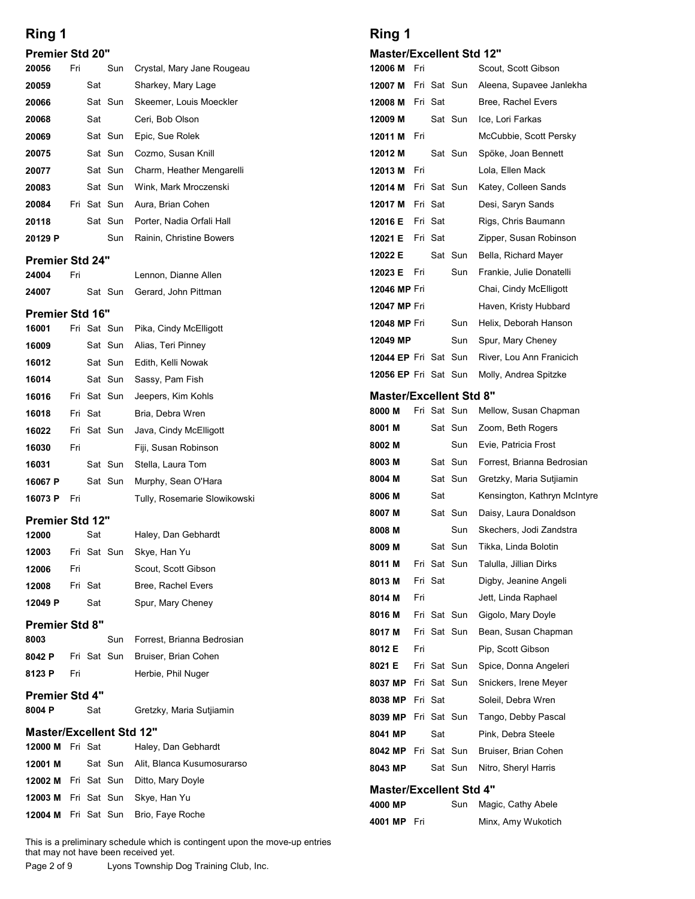## Ring 1

### Premier Std 20"

| | | | | |
|---|---|---|---|---|
| 20056 | Fri | | Sun | Crystal, Mary Jane Rougeau |
| 20059 | | Sat | | Sharkey, Mary Lage |
| 20066 | | Sat | Sun | Skeemer, Louis Moeckler |
| 20068 | | Sat | | Ceri, Bob Olson |
| 20069 | | Sat | Sun | Epic, Sue Rolek |
| 20075 | | Sat | Sun | Cozmo, Susan Knill |
| 20077 | | Sat | Sun | Charm, Heather Mengarelli |
| 20083 | | Sat | Sun | Wink, Mark Mroczenski |
| 20084 | Fri | Sat | Sun | Aura, Brian Cohen |
| 20118 | | Sat | Sun | Porter, Nadia Orfali Hall |
| 20129 P | | | Sun | Rainin, Christine Bowers |

### Premier Std 24"

| | | | | |
|---|---|---|---|---|
| 24004 | Fri | | | Lennon, Dianne Allen |
| 24007 | | Sat | Sun | Gerard, John Pittman |

### Premier Std 16"

| | | | | |
|---|---|---|---|---|
| 16001 | Fri | Sat | Sun | Pika, Cindy McElligott |
| 16009 | | Sat | Sun | Alias, Teri Pinney |
| 16012 | | Sat | Sun | Edith, Kelli Nowak |
| 16014 | | Sat | Sun | Sassy, Pam Fish |
| 16016 | Fri | Sat | Sun | Jeepers, Kim Kohls |
| 16018 | Fri | Sat | | Bria, Debra Wren |
| 16022 | Fri | Sat | Sun | Java, Cindy McElligott |
| 16030 | Fri | | | Fiji, Susan Robinson |
| 16031 | | Sat | Sun | Stella, Laura Tom |
| 16067 P | | Sat | Sun | Murphy, Sean O'Hara |
| 16073 P | Fri | | | Tully, Rosemarie Slowikowski |

### Premier Std 12"

| | | | | |
|---|---|---|---|---|
| 12000 | | Sat | | Haley, Dan Gebhardt |
| 12003 | Fri | Sat | Sun | Skye, Han Yu |
| 12006 | Fri | | | Scout, Scott Gibson |
| 12008 | Fri | Sat | | Bree, Rachel Evers |
| 12049 P | | Sat | | Spur, Mary Cheney |

### Premier Std 8"

| | | | | |
|---|---|---|---|---|
| 8003 | | | Sun | Forrest, Brianna Bedrosian |
| 8042 P | Fri | Sat | Sun | Bruiser, Brian Cohen |
| 8123 P | Fri | | | Herbie, Phil Nuger |

### Premier Std 4"

| | | | | |
|---|---|---|---|---|
| 8004 P | | Sat | | Gretzky, Maria Sutjiamin |

### Master/Excellent Std 12"

| | | | | |
|---|---|---|---|---|
| 12000 M | Fri | Sat | | Haley, Dan Gebhardt |
| 12001 M | | Sat | Sun | Alit, Blanca Kusumosurarso |
| 12002 M | Fri | Sat | Sun | Ditto, Mary Doyle |
| 12003 M | Fri | Sat | Sun | Skye, Han Yu |
| 12004 M | Fri | Sat | Sun | Brio, Faye Roche |
| 12006 M | Fri | | | Scout, Scott Gibson |
| 12007 M | Fri | Sat | Sun | Aleena, Supavee Janlekha |
| 12008 M | Fri | Sat | | Bree, Rachel Evers |
| 12009 M | | Sat | Sun | Ice, Lori Farkas |
| 12011 M | Fri | | | McCubbie, Scott Persky |
| 12012 M | | Sat | Sun | Spöke, Joan Bennett |
| 12013 M | Fri | | | Lola, Ellen Mack |
| 12014 M | Fri | Sat | Sun | Katey, Colleen Sands |
| 12017 M | Fri | Sat | | Desi, Saryn Sands |
| 12016 E | Fri | Sat | | Rigs, Chris Baumann |
| 12021 E | Fri | Sat | | Zipper, Susan Robinson |
| 12022 E | | Sat | Sun | Bella, Richard Mayer |
| 12023 E | Fri | | Sun | Frankie, Julie Donatelli |
| 12046 MP | Fri | | | Chai, Cindy McElligott |
| 12047 MP | Fri | | | Haven, Kristy Hubbard |
| 12048 MP | Fri | | Sun | Helix, Deborah Hanson |
| 12049 MP | | | Sun | Spur, Mary Cheney |
| 12044 EP | Fri | Sat | Sun | River, Lou Ann Franicich |
| 12056 EP | Fri | Sat | Sun | Molly, Andrea Spitzke |

### Master/Excellent Std 8"

| | | | | |
|---|---|---|---|---|
| 8000 M | Fri | Sat | Sun | Mellow, Susan Chapman |
| 8001 M | | Sat | Sun | Zoom, Beth Rogers |
| 8002 M | | | Sun | Evie, Patricia Frost |
| 8003 M | | Sat | Sun | Forrest, Brianna Bedrosian |
| 8004 M | | Sat | Sun | Gretzky, Maria Sutjiamin |
| 8006 M | | Sat | | Kensington, Kathryn McIntyre |
| 8007 M | | Sat | Sun | Daisy, Laura Donaldson |
| 8008 M | | | Sun | Skechers, Jodi Zandstra |
| 8009 M | | Sat | Sun | Tikka, Linda Bolotin |
| 8011 M | Fri | Sat | Sun | Talulla, Jillian Dirks |
| 8013 M | Fri | Sat | | Digby, Jeanine Angeli |
| 8014 M | Fri | | | Jett, Linda Raphael |
| 8016 M | Fri | Sat | Sun | Gigolo, Mary Doyle |
| 8017 M | Fri | Sat | Sun | Bean, Susan Chapman |
| 8012 E | Fri | | | Pip, Scott Gibson |
| 8021 E | Fri | Sat | Sun | Spice, Donna Angeleri |
| 8037 MP | Fri | Sat | Sun | Snickers, Irene Meyer |
| 8038 MP | Fri | Sat | | Soleil, Debra Wren |
| 8039 MP | Fri | Sat | Sun | Tango, Debby Pascal |
| 8041 MP | | Sat | | Pink, Debra Steele |
| 8042 MP | Fri | Sat | Sun | Bruiser, Brian Cohen |
| 8043 MP | | Sat | Sun | Nitro, Sheryl Harris |

### Master/Excellent Std 4"

| | | | | |
|---|---|---|---|---|
| 4000 MP | | | Sun | Magic, Cathy Abele |
| 4001 MP | Fri | | | Minx, Amy Wukotich |

This is a preliminary schedule which is contingent upon the move-up entries that may not have been received yet.

Lyons Township Dog Training Club, Inc.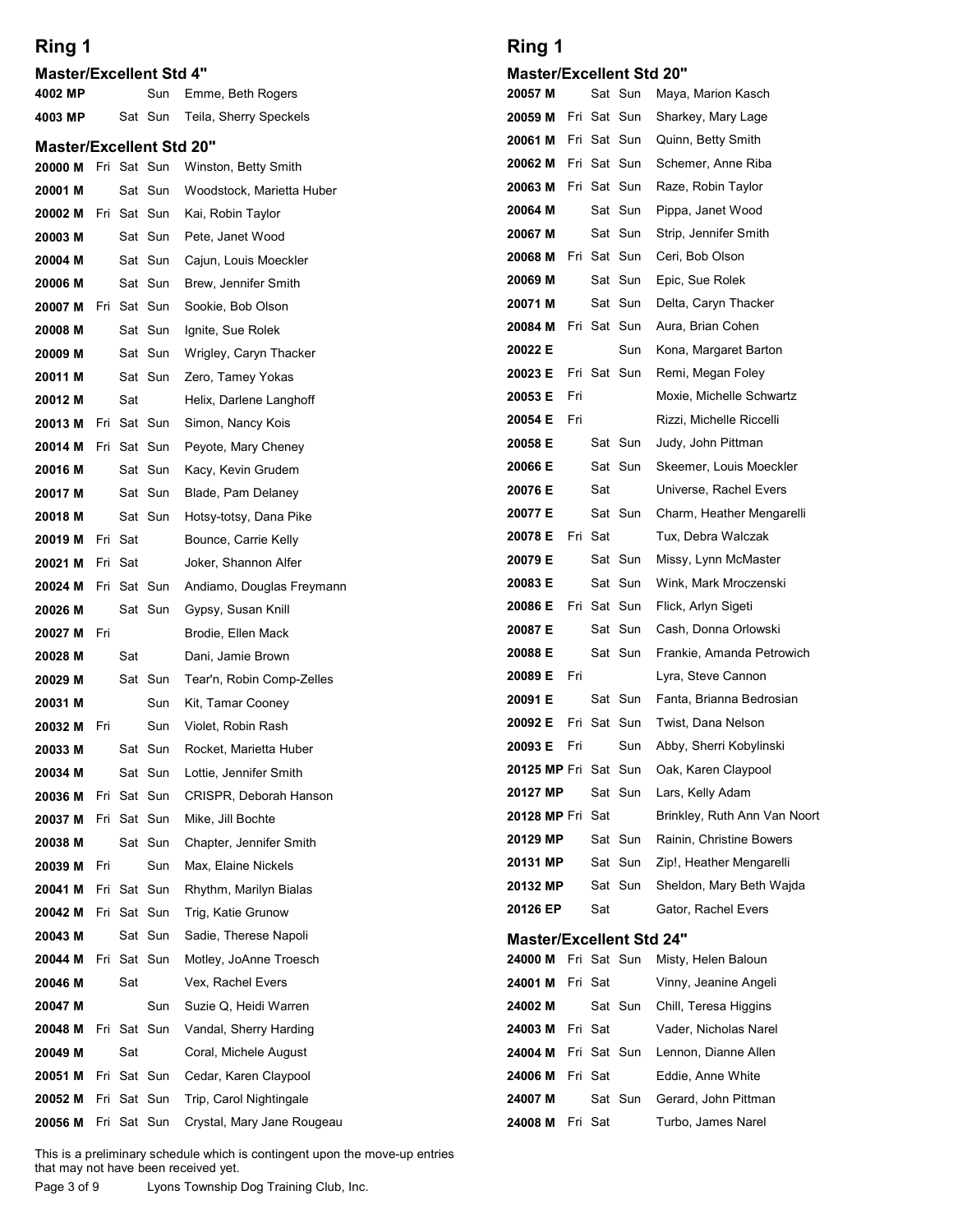## Ring 1

### Master/Excellent Std 4"

| Armband | Fri | Sat | Sun | Dog, Handler |
|---|---|---|---|---|
| 4002 MP | | | Sun | Emme, Beth Rogers |
| 4003 MP | | Sat | Sun | Teila, Sherry Speckels |

### Master/Excellent Std 20"

| Armband | Fri | Sat | Sun | Dog, Handler |
|---|---|---|---|---|
| 20000 M | Fri | Sat | Sun | Winston, Betty Smith |
| 20001 M | | Sat | Sun | Woodstock, Marietta Huber |
| 20002 M | Fri | Sat | Sun | Kai, Robin Taylor |
| 20003 M | | Sat | Sun | Pete, Janet Wood |
| 20004 M | | Sat | Sun | Cajun, Louis Moeckler |
| 20006 M | | Sat | Sun | Brew, Jennifer Smith |
| 20007 M | Fri | Sat | Sun | Sookie, Bob Olson |
| 20008 M | | Sat | Sun | Ignite, Sue Rolek |
| 20009 M | | Sat | Sun | Wrigley, Caryn Thacker |
| 20011 M | | Sat | Sun | Zero, Tamey Yokas |
| 20012 M | | Sat | | Helix, Darlene Langhoff |
| 20013 M | Fri | Sat | Sun | Simon, Nancy Kois |
| 20014 M | Fri | Sat | Sun | Peyote, Mary Cheney |
| 20016 M | | Sat | Sun | Kacy, Kevin Grudem |
| 20017 M | | Sat | Sun | Blade, Pam Delaney |
| 20018 M | | Sat | Sun | Hotsy-totsy, Dana Pike |
| 20019 M | Fri | Sat | | Bounce, Carrie Kelly |
| 20021 M | Fri | Sat | | Joker, Shannon Alfer |
| 20024 M | Fri | Sat | Sun | Andiamo, Douglas Freymann |
| 20026 M | | Sat | Sun | Gypsy, Susan Knill |
| 20027 M | Fri | | | Brodie, Ellen Mack |
| 20028 M | | Sat | | Dani, Jamie Brown |
| 20029 M | | Sat | Sun | Tear'n, Robin Comp-Zelles |
| 20031 M | | | Sun | Kit, Tamar Cooney |
| 20032 M | Fri | | Sun | Violet, Robin Rash |
| 20033 M | | Sat | Sun | Rocket, Marietta Huber |
| 20034 M | | Sat | Sun | Lottie, Jennifer Smith |
| 20036 M | Fri | Sat | Sun | CRISPR, Deborah Hanson |
| 20037 M | Fri | Sat | Sun | Mike, Jill Bochte |
| 20038 M | | Sat | Sun | Chapter, Jennifer Smith |
| 20039 M | Fri | | Sun | Max, Elaine Nickels |
| 20041 M | Fri | Sat | Sun | Rhythm, Marilyn Bialas |
| 20042 M | Fri | Sat | Sun | Trig, Katie Grunow |
| 20043 M | | Sat | Sun | Sadie, Therese Napoli |
| 20044 M | Fri | Sat | Sun | Motley, JoAnne Troesch |
| 20046 M | | Sat | | Vex, Rachel Evers |
| 20047 M | | | Sun | Suzie Q, Heidi Warren |
| 20048 M | Fri | Sat | Sun | Vandal, Sherry Harding |
| 20049 M | | Sat | | Coral, Michele August |
| 20051 M | Fri | Sat | Sun | Cedar, Karen Claypool |
| 20052 M | Fri | Sat | Sun | Trip, Carol Nightingale |
| 20056 M | Fri | Sat | Sun | Crystal, Mary Jane Rougeau |

This is a preliminary schedule which is contingent upon the move-up entries that may not have been received yet.

Lyons Township Dog Training Club, Inc.

## Ring 1

### Master/Excellent Std 20"

| Armband | Fri | Sat | Sun | Dog, Handler |
|---|---|---|---|---|
| 20057 M | | Sat | Sun | Maya, Marion Kasch |
| 20059 M | Fri | Sat | Sun | Sharkey, Mary Lage |
| 20061 M | Fri | Sat | Sun | Quinn, Betty Smith |
| 20062 M | Fri | Sat | Sun | Schemer, Anne Riba |
| 20063 M | Fri | Sat | Sun | Raze, Robin Taylor |
| 20064 M | | Sat | Sun | Pippa, Janet Wood |
| 20067 M | | Sat | Sun | Strip, Jennifer Smith |
| 20068 M | Fri | Sat | Sun | Ceri, Bob Olson |
| 20069 M | | Sat | Sun | Epic, Sue Rolek |
| 20071 M | | Sat | Sun | Delta, Caryn Thacker |
| 20084 M | Fri | Sat | Sun | Aura, Brian Cohen |
| 20022 E | | | Sun | Kona, Margaret Barton |
| 20023 E | Fri | Sat | Sun | Remi, Megan Foley |
| 20053 E | Fri | | | Moxie, Michelle Schwartz |
| 20054 E | Fri | | | Rizzi, Michelle Riccelli |
| 20058 E | | Sat | Sun | Judy, John Pittman |
| 20066 E | | Sat | Sun | Skeemer, Louis Moeckler |
| 20076 E | | Sat | | Universe, Rachel Evers |
| 20077 E | | Sat | Sun | Charm, Heather Mengarelli |
| 20078 E | Fri | Sat | | Tux, Debra Walczak |
| 20079 E | | Sat | Sun | Missy, Lynn McMaster |
| 20083 E | | Sat | Sun | Wink, Mark Mroczenski |
| 20086 E | Fri | Sat | Sun | Flick, Arlyn Sigeti |
| 20087 E | | Sat | Sun | Cash, Donna Orlowski |
| 20088 E | | Sat | Sun | Frankie, Amanda Petrowich |
| 20089 E | Fri | | | Lyra, Steve Cannon |
| 20091 E | | Sat | Sun | Fanta, Brianna Bedrosian |
| 20092 E | Fri | Sat | Sun | Twist, Dana Nelson |
| 20093 E | Fri | | Sun | Abby, Sherri Kobylinski |
| 20125 MP | Fri | Sat | Sun | Oak, Karen Claypool |
| 20127 MP | | Sat | Sun | Lars, Kelly Adam |
| 20128 MP | Fri | Sat | | Brinkley, Ruth Ann Van Noort |
| 20129 MP | | Sat | Sun | Rainin, Christine Bowers |
| 20131 MP | | Sat | Sun | Zip!, Heather Mengarelli |
| 20132 MP | | Sat | Sun | Sheldon, Mary Beth Wajda |
| 20126 EP | | Sat | | Gator, Rachel Evers |

### Master/Excellent Std 24"

| Armband | Fri | Sat | Sun | Dog, Handler |
|---|---|---|---|---|
| 24000 M | Fri | Sat | Sun | Misty, Helen Baloun |
| 24001 M | Fri | Sat | | Vinny, Jeanine Angeli |
| 24002 M | | Sat | Sun | Chill, Teresa Higgins |
| 24003 M | Fri | Sat | | Vader, Nicholas Narel |
| 24004 M | Fri | Sat | Sun | Lennon, Dianne Allen |
| 24006 M | Fri | Sat | | Eddie, Anne White |
| 24007 M | | Sat | Sun | Gerard, John Pittman |
| 24008 M | Fri | Sat | | Turbo, James Narel |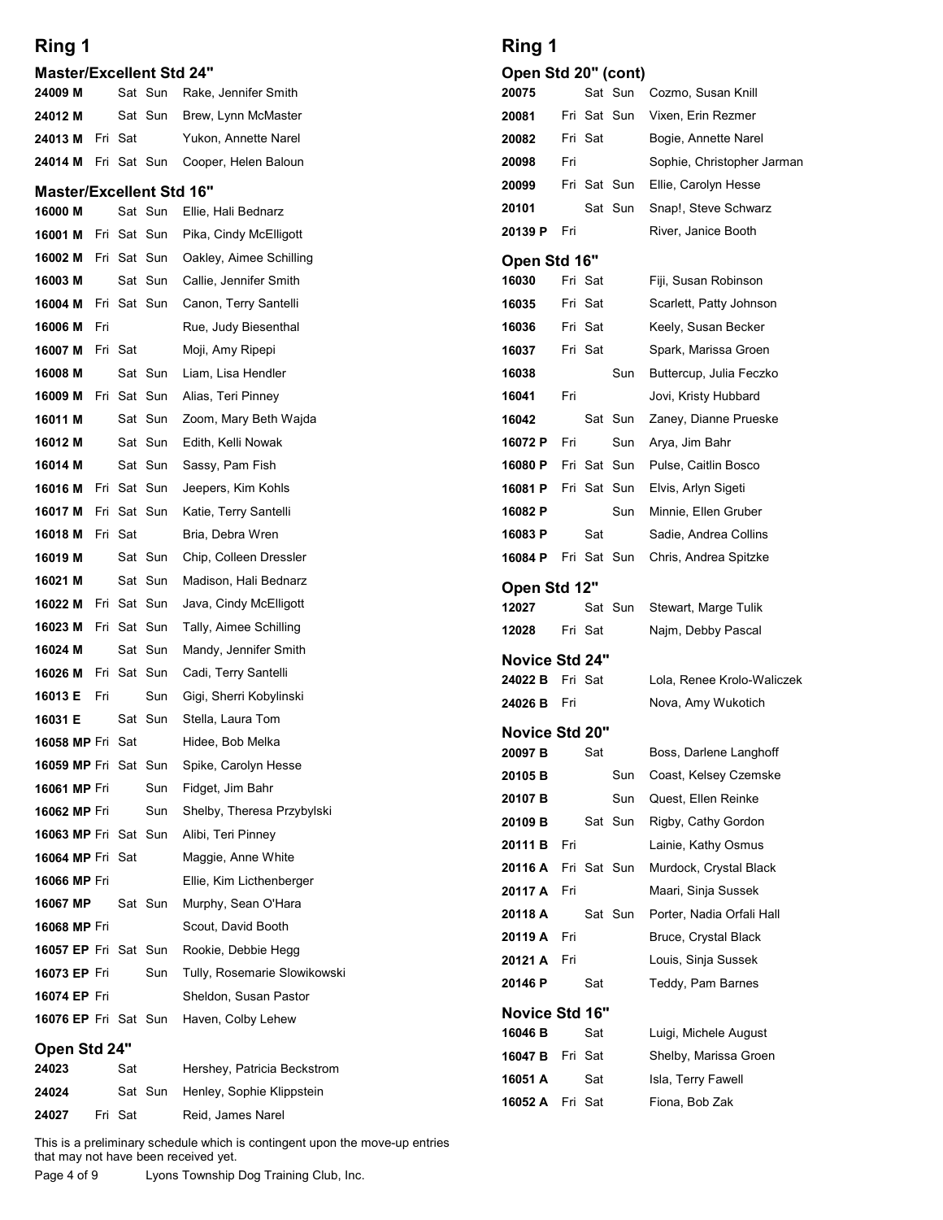# Ring 1

## Master/Excellent Std 24"

| Entry | Fri | Sat | Sun | Dog, Handler |
|---|---|---|---|---|
| 24009 M | | Sat | Sun | Rake, Jennifer Smith |
| 24012 M | | Sat | Sun | Brew, Lynn McMaster |
| 24013 M | Fri | Sat | | Yukon, Annette Narel |
| 24014 M | Fri | Sat | Sun | Cooper, Helen Baloun |

## Master/Excellent Std 16"

| Entry | Fri | Sat | Sun | Dog, Handler |
|---|---|---|---|---|
| 16000 M | | Sat | Sun | Ellie, Hali Bednarz |
| 16001 M | Fri | Sat | Sun | Pika, Cindy McElligott |
| 16002 M | Fri | Sat | Sun | Oakley, Aimee Schilling |
| 16003 M | | Sat | Sun | Callie, Jennifer Smith |
| 16004 M | Fri | Sat | Sun | Canon, Terry Santelli |
| 16006 M | Fri | | | Rue, Judy Biesenthal |
| 16007 M | Fri | Sat | | Moji, Amy Ripepi |
| 16008 M | | Sat | Sun | Liam, Lisa Hendler |
| 16009 M | Fri | Sat | Sun | Alias, Teri Pinney |
| 16011 M | | Sat | Sun | Zoom, Mary Beth Wajda |
| 16012 M | | Sat | Sun | Edith, Kelli Nowak |
| 16014 M | | Sat | Sun | Sassy, Pam Fish |
| 16016 M | Fri | Sat | Sun | Jeepers, Kim Kohls |
| 16017 M | Fri | Sat | Sun | Katie, Terry Santelli |
| 16018 M | Fri | Sat | | Bria, Debra Wren |
| 16019 M | | Sat | Sun | Chip, Colleen Dressler |
| 16021 M | | Sat | Sun | Madison, Hali Bednarz |
| 16022 M | Fri | Sat | Sun | Java, Cindy McElligott |
| 16023 M | Fri | Sat | Sun | Tally, Aimee Schilling |
| 16024 M | | Sat | Sun | Mandy, Jennifer Smith |
| 16026 M | Fri | Sat | Sun | Cadi, Terry Santelli |
| 16013 E | Fri | | Sun | Gigi, Sherri Kobylinski |
| 16031 E | | Sat | Sun | Stella, Laura Tom |
| 16058 MP | Fri | Sat | | Hidee, Bob Melka |
| 16059 MP | Fri | Sat | Sun | Spike, Carolyn Hesse |
| 16061 MP | Fri | | Sun | Fidget, Jim Bahr |
| 16062 MP | Fri | | Sun | Shelby, Theresa Przybylski |
| 16063 MP | Fri | Sat | Sun | Alibi, Teri Pinney |
| 16064 MP | Fri | Sat | | Maggie, Anne White |
| 16066 MP | Fri | | | Ellie, Kim Licthenberger |
| 16067 MP | | Sat | Sun | Murphy, Sean O'Hara |
| 16068 MP | Fri | | | Scout, David Booth |
| 16057 EP | Fri | Sat | Sun | Rookie, Debbie Hegg |
| 16073 EP | Fri | | Sun | Tully, Rosemarie Slowikowski |
| 16074 EP | Fri | | | Sheldon, Susan Pastor |
| 16076 EP | Fri | Sat | Sun | Haven, Colby Lehew |

## Open Std 24"

| Entry | Fri | Sat | Sun | Dog, Handler |
|---|---|---|---|---|
| 24023 | | Sat | | Hershey, Patricia Beckstrom |
| 24024 | | Sat | Sun | Henley, Sophie Klippstein |
| 24027 | Fri | Sat | | Reid, James Narel |

This is a preliminary schedule which is contingent upon the move-up entries that may not have been received yet.

## Open Std 20" (cont)

| Entry | Fri | Sat | Sun | Dog, Handler |
|---|---|---|---|---|
| 20075 | | Sat | Sun | Cozmo, Susan Knill |
| 20081 | Fri | Sat | Sun | Vixen, Erin Rezmer |
| 20082 | Fri | Sat | | Bogie, Annette Narel |
| 20098 | Fri | | | Sophie, Christopher Jarman |
| 20099 | Fri | Sat | Sun | Ellie, Carolyn Hesse |
| 20101 | | Sat | Sun | Snap!, Steve Schwarz |
| 20139 P | Fri | | | River, Janice Booth |

## Open Std 16"

| Entry | Fri | Sat | Sun | Dog, Handler |
|---|---|---|---|---|
| 16030 | Fri | Sat | | Fiji, Susan Robinson |
| 16035 | Fri | Sat | | Scarlett, Patty Johnson |
| 16036 | Fri | Sat | | Keely, Susan Becker |
| 16037 | Fri | Sat | | Spark, Marissa Groen |
| 16038 | | | Sun | Buttercup, Julia Feczko |
| 16041 | Fri | | | Jovi, Kristy Hubbard |
| 16042 | | Sat | Sun | Zaney, Dianne Prueske |
| 16072 P | Fri | | Sun | Arya, Jim Bahr |
| 16080 P | Fri | Sat | Sun | Pulse, Caitlin Bosco |
| 16081 P | Fri | Sat | Sun | Elvis, Arlyn Sigeti |
| 16082 P | | | Sun | Minnie, Ellen Gruber |
| 16083 P | | Sat | | Sadie, Andrea Collins |
| 16084 P | Fri | Sat | Sun | Chris, Andrea Spitzke |

## Open Std 12"

| Entry | Fri | Sat | Sun | Dog, Handler |
|---|---|---|---|---|
| 12027 | | Sat | Sun | Stewart, Marge Tulik |
| 12028 | Fri | Sat | | Najm, Debby Pascal |

## Novice Std 24"

| Entry | Fri | Sat | Sun | Dog, Handler |
|---|---|---|---|---|
| 24022 B | Fri | Sat | | Lola, Renee Krolo-Waliczek |
| 24026 B | Fri | | | Nova, Amy Wukotich |

## Novice Std 20"

| Entry | Fri | Sat | Sun | Dog, Handler |
|---|---|---|---|---|
| 20097 B | | Sat | | Boss, Darlene Langhoff |
| 20105 B | | | Sun | Coast, Kelsey Czemske |
| 20107 B | | | Sun | Quest, Ellen Reinke |
| 20109 B | | Sat | Sun | Rigby, Cathy Gordon |
| 20111 B | Fri | | | Lainie, Kathy Osmus |
| 20116 A | Fri | Sat | Sun | Murdock, Crystal Black |
| 20117 A | Fri | | | Maari, Sinja Sussek |
| 20118 A | | Sat | Sun | Porter, Nadia Orfali Hall |
| 20119 A | Fri | | | Bruce, Crystal Black |
| 20121 A | Fri | | | Louis, Sinja Sussek |
| 20146 P | | Sat | | Teddy, Pam Barnes |

## Novice Std 16"

| Entry | Fri | Sat | Sun | Dog, Handler |
|---|---|---|---|---|
| 16046 B | | Sat | | Luigi, Michele August |
| 16047 B | Fri | Sat | | Shelby, Marissa Groen |
| 16051 A | | Sat | | Isla, Terry Fawell |
| 16052 A | Fri | Sat | | Fiona, Bob Zak |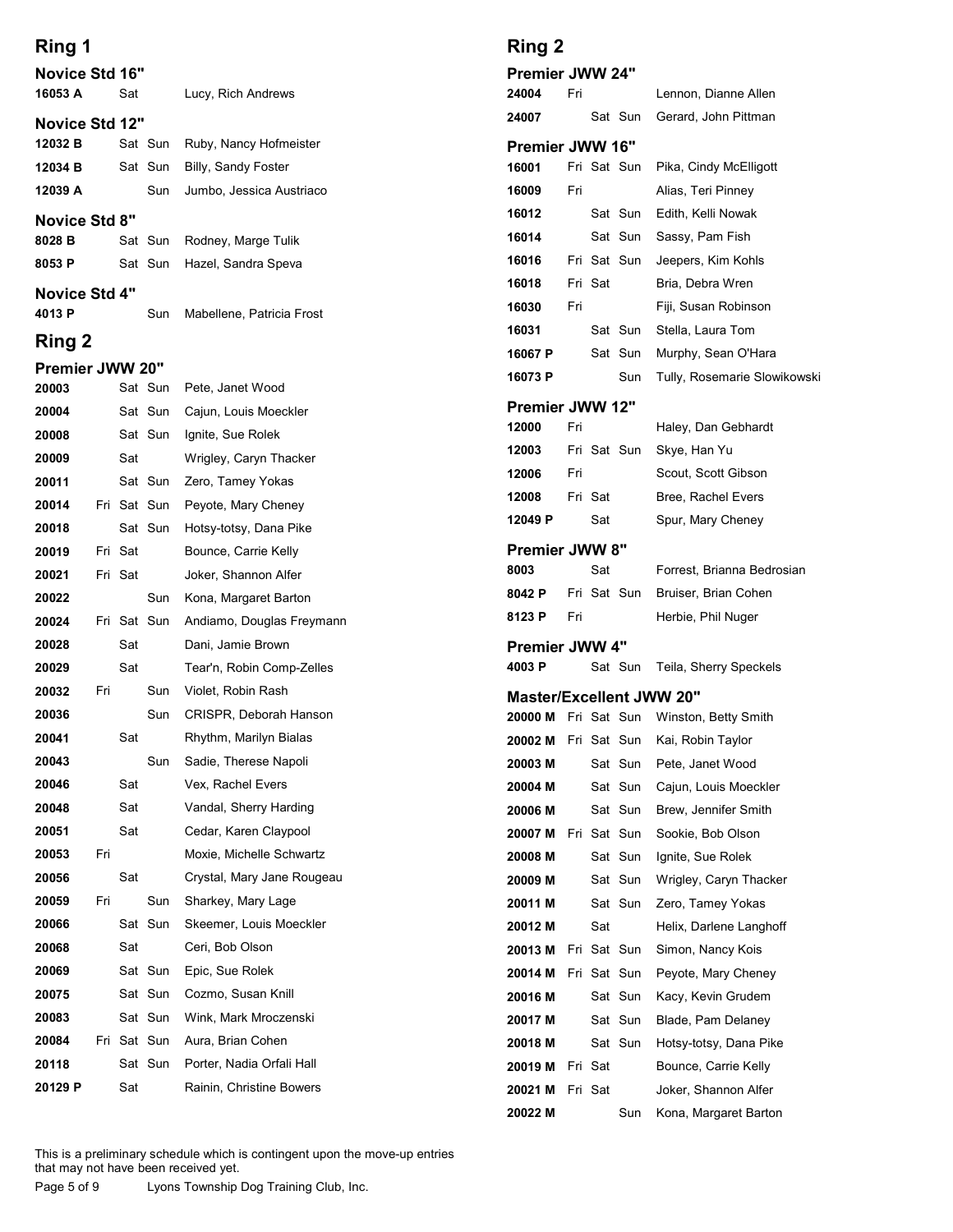## Ring 1

### Novice Std 16"

| | | | | |
|---|---|---|---|---|
| 16053 A | | Sat | | Lucy, Rich Andrews |

### Novice Std 12"

| | | | | |
|---|---|---|---|---|
| 12032 B | | Sat | Sun | Ruby, Nancy Hofmeister |
| 12034 B | | Sat | Sun | Billy, Sandy Foster |
| 12039 A | | | Sun | Jumbo, Jessica Austriaco |

### Novice Std 8"

| | | | | |
|---|---|---|---|---|
| 8028 B | | Sat | Sun | Rodney, Marge Tulik |
| 8053 P | | Sat | Sun | Hazel, Sandra Speva |

### Novice Std 4"

| | | | | |
|---|---|---|---|---|
| 4013 P | | | Sun | Mabellene, Patricia Frost |

## Ring 2

### Premier JWW 20"

| | | | | |
|---|---|---|---|---|
| 20003 | | Sat | Sun | Pete, Janet Wood |
| 20004 | | Sat | Sun | Cajun, Louis Moeckler |
| 20008 | | Sat | Sun | Ignite, Sue Rolek |
| 20009 | | Sat | | Wrigley, Caryn Thacker |
| 20011 | | Sat | Sun | Zero, Tamey Yokas |
| 20014 | Fri | Sat | Sun | Peyote, Mary Cheney |
| 20018 | | Sat | Sun | Hotsy-totsy, Dana Pike |
| 20019 | Fri | Sat | | Bounce, Carrie Kelly |
| 20021 | Fri | Sat | | Joker, Shannon Alfer |
| 20022 | | | Sun | Kona, Margaret Barton |
| 20024 | Fri | Sat | Sun | Andiamo, Douglas Freymann |
| 20028 | | Sat | | Dani, Jamie Brown |
| 20029 | | Sat | | Tear'n, Robin Comp-Zelles |
| 20032 | Fri | | Sun | Violet, Robin Rash |
| 20036 | | | Sun | CRISPR, Deborah Hanson |
| 20041 | | Sat | | Rhythm, Marilyn Bialas |
| 20043 | | | Sun | Sadie, Therese Napoli |
| 20046 | | Sat | | Vex, Rachel Evers |
| 20048 | | Sat | | Vandal, Sherry Harding |
| 20051 | | Sat | | Cedar, Karen Claypool |
| 20053 | Fri | | | Moxie, Michelle Schwartz |
| 20056 | | Sat | | Crystal, Mary Jane Rougeau |
| 20059 | Fri | | Sun | Sharkey, Mary Lage |
| 20066 | | Sat | Sun | Skeemer, Louis Moeckler |
| 20068 | | Sat | | Ceri, Bob Olson |
| 20069 | | Sat | Sun | Epic, Sue Rolek |
| 20075 | | Sat | Sun | Cozmo, Susan Knill |
| 20083 | | Sat | Sun | Wink, Mark Mroczenski |
| 20084 | Fri | Sat | Sun | Aura, Brian Cohen |
| 20118 | | Sat | Sun | Porter, Nadia Orfali Hall |
| 20129 P | | Sat | | Rainin, Christine Bowers |

## Ring 2

### Premier JWW 24"

| | | | | |
|---|---|---|---|---|
| 24004 | Fri | | | Lennon, Dianne Allen |
| 24007 | | Sat | Sun | Gerard, John Pittman |

### Premier JWW 16"

| | | | | |
|---|---|---|---|---|
| 16001 | Fri | Sat | Sun | Pika, Cindy McElligott |
| 16009 | Fri | | | Alias, Teri Pinney |
| 16012 | | Sat | Sun | Edith, Kelli Nowak |
| 16014 | | Sat | Sun | Sassy, Pam Fish |
| 16016 | Fri | Sat | Sun | Jeepers, Kim Kohls |
| 16018 | Fri | Sat | | Bria, Debra Wren |
| 16030 | Fri | | | Fiji, Susan Robinson |
| 16031 | | Sat | Sun | Stella, Laura Tom |
| 16067 P | | Sat | Sun | Murphy, Sean O'Hara |
| 16073 P | | | Sun | Tully, Rosemarie Slowikowski |

### Premier JWW 12"

| | | | | |
|---|---|---|---|---|
| 12000 | Fri | | | Haley, Dan Gebhardt |
| 12003 | Fri | Sat | Sun | Skye, Han Yu |
| 12006 | Fri | | | Scout, Scott Gibson |
| 12008 | Fri | Sat | | Bree, Rachel Evers |
| 12049 P | | Sat | | Spur, Mary Cheney |

### Premier JWW 8"

| | | | | |
|---|---|---|---|---|
| 8003 | | Sat | | Forrest, Brianna Bedrosian |
| 8042 P | Fri | Sat | Sun | Bruiser, Brian Cohen |
| 8123 P | Fri | | | Herbie, Phil Nuger |

### Premier JWW 4"

| | | | | |
|---|---|---|---|---|
| 4003 P | | Sat | Sun | Teila, Sherry Speckels |

### Master/Excellent JWW 20"

| | | | | |
|---|---|---|---|---|
| 20000 M | Fri | Sat | Sun | Winston, Betty Smith |
| 20002 M | Fri | Sat | Sun | Kai, Robin Taylor |
| 20003 M | | Sat | Sun | Pete, Janet Wood |
| 20004 M | | Sat | Sun | Cajun, Louis Moeckler |
| 20006 M | | Sat | Sun | Brew, Jennifer Smith |
| 20007 M | Fri | Sat | Sun | Sookie, Bob Olson |
| 20008 M | | Sat | Sun | Ignite, Sue Rolek |
| 20009 M | | Sat | Sun | Wrigley, Caryn Thacker |
| 20011 M | | Sat | Sun | Zero, Tamey Yokas |
| 20012 M | | Sat | | Helix, Darlene Langhoff |
| 20013 M | Fri | Sat | Sun | Simon, Nancy Kois |
| 20014 M | Fri | Sat | Sun | Peyote, Mary Cheney |
| 20016 M | | Sat | Sun | Kacy, Kevin Grudem |
| 20017 M | | Sat | Sun | Blade, Pam Delaney |
| 20018 M | | Sat | Sun | Hotsy-totsy, Dana Pike |
| 20019 M | Fri | Sat | | Bounce, Carrie Kelly |
| 20021 M | Fri | Sat | | Joker, Shannon Alfer |
| 20022 M | | | Sun | Kona, Margaret Barton |

This is a preliminary schedule which is contingent upon the move-up entries that may not have been received yet.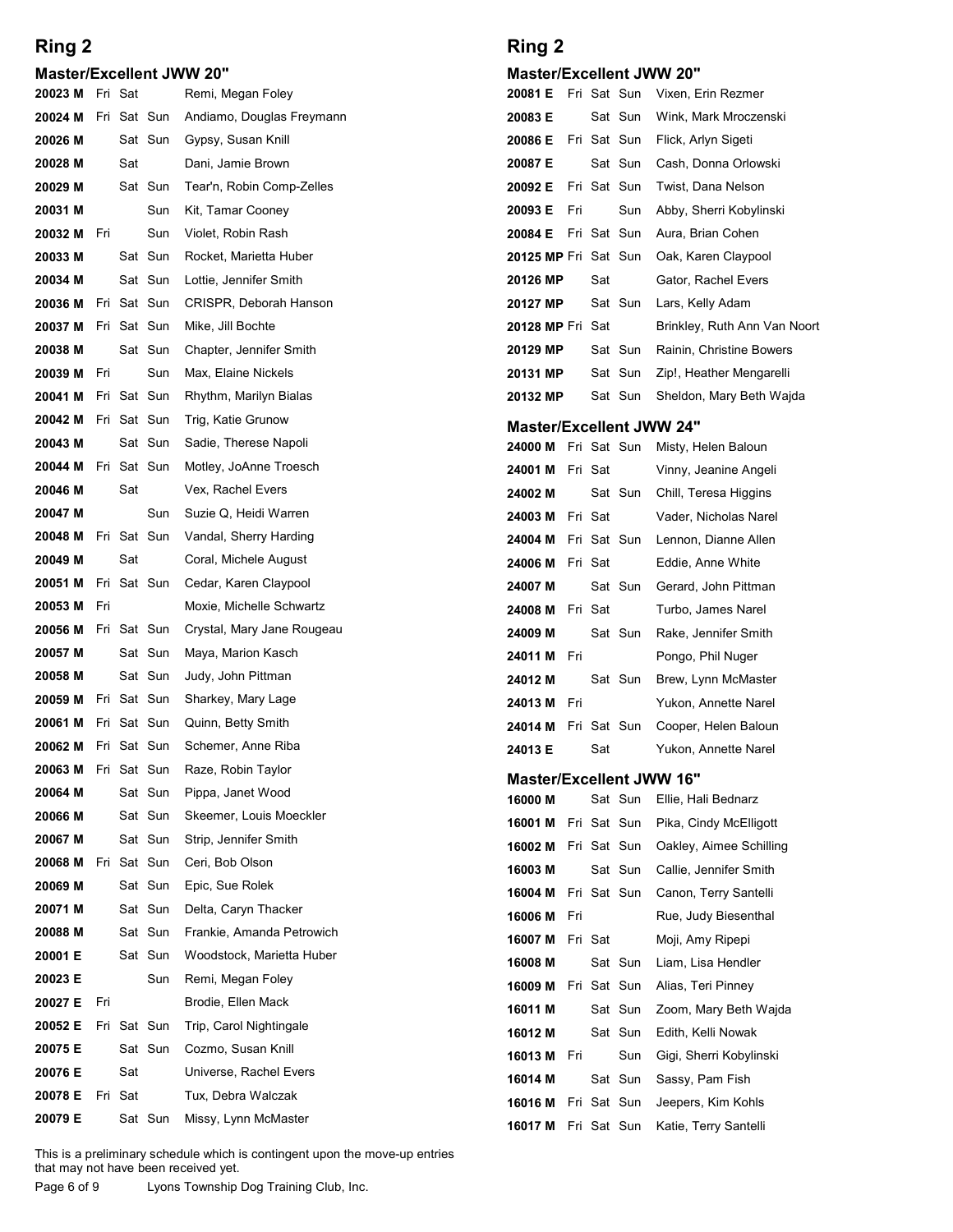## Ring 2

### Master/Excellent JWW 20"

| Armband | Fri | Sat | Sun | Dog, Handler |
|---|---|---|---|---|
| 20023 M | Fri | Sat | | Remi, Megan Foley |
| 20024 M | Fri | Sat | Sun | Andiamo, Douglas Freymann |
| 20026 M | | Sat | Sun | Gypsy, Susan Knill |
| 20028 M | | Sat | | Dani, Jamie Brown |
| 20029 M | | Sat | Sun | Tear'n, Robin Comp-Zelles |
| 20031 M | | | Sun | Kit, Tamar Cooney |
| 20032 M | Fri | | Sun | Violet, Robin Rash |
| 20033 M | | Sat | Sun | Rocket, Marietta Huber |
| 20034 M | | Sat | Sun | Lottie, Jennifer Smith |
| 20036 M | Fri | Sat | Sun | CRISPR, Deborah Hanson |
| 20037 M | Fri | Sat | Sun | Mike, Jill Bochte |
| 20038 M | | Sat | Sun | Chapter, Jennifer Smith |
| 20039 M | Fri | | Sun | Max, Elaine Nickels |
| 20041 M | Fri | Sat | Sun | Rhythm, Marilyn Bialas |
| 20042 M | Fri | Sat | Sun | Trig, Katie Grunow |
| 20043 M | | Sat | Sun | Sadie, Therese Napoli |
| 20044 M | Fri | Sat | Sun | Motley, JoAnne Troesch |
| 20046 M | | Sat | | Vex, Rachel Evers |
| 20047 M | | | Sun | Suzie Q, Heidi Warren |
| 20048 M | Fri | Sat | Sun | Vandal, Sherry Harding |
| 20049 M | | Sat | | Coral, Michele August |
| 20051 M | Fri | Sat | Sun | Cedar, Karen Claypool |
| 20053 M | Fri | | | Moxie, Michelle Schwartz |
| 20056 M | Fri | Sat | Sun | Crystal, Mary Jane Rougeau |
| 20057 M | | Sat | Sun | Maya, Marion Kasch |
| 20058 M | | Sat | Sun | Judy, John Pittman |
| 20059 M | Fri | Sat | Sun | Sharkey, Mary Lage |
| 20061 M | Fri | Sat | Sun | Quinn, Betty Smith |
| 20062 M | Fri | Sat | Sun | Schemer, Anne Riba |
| 20063 M | Fri | Sat | Sun | Raze, Robin Taylor |
| 20064 M | | Sat | Sun | Pippa, Janet Wood |
| 20066 M | | Sat | Sun | Skeemer, Louis Moeckler |
| 20067 M | | Sat | Sun | Strip, Jennifer Smith |
| 20068 M | Fri | Sat | Sun | Ceri, Bob Olson |
| 20069 M | | Sat | Sun | Epic, Sue Rolek |
| 20071 M | | Sat | Sun | Delta, Caryn Thacker |
| 20088 M | | Sat | Sun | Frankie, Amanda Petrowich |
| 20001 E | | Sat | Sun | Woodstock, Marietta Huber |
| 20023 E | | | Sun | Remi, Megan Foley |
| 20027 E | Fri | | | Brodie, Ellen Mack |
| 20052 E | Fri | Sat | Sun | Trip, Carol Nightingale |
| 20075 E | | Sat | Sun | Cozmo, Susan Knill |
| 20076 E | | Sat | | Universe, Rachel Evers |
| 20078 E | Fri | Sat | | Tux, Debra Walczak |
| 20079 E | | Sat | Sun | Missy, Lynn McMaster |
| 20081 E | Fri | Sat | Sun | Vixen, Erin Rezmer |
| 20083 E | | Sat | Sun | Wink, Mark Mroczenski |
| 20086 E | Fri | Sat | Sun | Flick, Arlyn Sigeti |
| 20087 E | | Sat | Sun | Cash, Donna Orlowski |
| 20092 E | Fri | Sat | Sun | Twist, Dana Nelson |
| 20093 E | Fri | | Sun | Abby, Sherri Kobylinski |
| 20084 E | Fri | Sat | Sun | Aura, Brian Cohen |
| 20125 MP | Fri | Sat | Sun | Oak, Karen Claypool |
| 20126 MP | | Sat | | Gator, Rachel Evers |
| 20127 MP | | Sat | Sun | Lars, Kelly Adam |
| 20128 MP | Fri | Sat | | Brinkley, Ruth Ann Van Noort |
| 20129 MP | | Sat | Sun | Rainin, Christine Bowers |
| 20131 MP | | Sat | Sun | Zip!, Heather Mengarelli |
| 20132 MP | | Sat | Sun | Sheldon, Mary Beth Wajda |

### Master/Excellent JWW 24"

| Armband | Fri | Sat | Sun | Dog, Handler |
|---|---|---|---|---|
| 24000 M | Fri | Sat | Sun | Misty, Helen Baloun |
| 24001 M | Fri | Sat | | Vinny, Jeanine Angeli |
| 24002 M | | Sat | Sun | Chill, Teresa Higgins |
| 24003 M | Fri | Sat | | Vader, Nicholas Narel |
| 24004 M | Fri | Sat | Sun | Lennon, Dianne Allen |
| 24006 M | Fri | Sat | | Eddie, Anne White |
| 24007 M | | Sat | Sun | Gerard, John Pittman |
| 24008 M | Fri | Sat | | Turbo, James Narel |
| 24009 M | | Sat | Sun | Rake, Jennifer Smith |
| 24011 M | Fri | | | Pongo, Phil Nuger |
| 24012 M | | Sat | Sun | Brew, Lynn McMaster |
| 24013 M | Fri | | | Yukon, Annette Narel |
| 24014 M | Fri | Sat | Sun | Cooper, Helen Baloun |
| 24013 E | | Sat | | Yukon, Annette Narel |

### Master/Excellent JWW 16"

| Armband | Fri | Sat | Sun | Dog, Handler |
|---|---|---|---|---|
| 16000 M | | Sat | Sun | Ellie, Hali Bednarz |
| 16001 M | Fri | Sat | Sun | Pika, Cindy McElligott |
| 16002 M | Fri | Sat | Sun | Oakley, Aimee Schilling |
| 16003 M | | Sat | Sun | Callie, Jennifer Smith |
| 16004 M | Fri | Sat | Sun | Canon, Terry Santelli |
| 16006 M | Fri | | | Rue, Judy Biesenthal |
| 16007 M | Fri | Sat | | Moji, Amy Ripepi |
| 16008 M | | Sat | Sun | Liam, Lisa Hendler |
| 16009 M | Fri | Sat | Sun | Alias, Teri Pinney |
| 16011 M | | Sat | Sun | Zoom, Mary Beth Wajda |
| 16012 M | | Sat | Sun | Edith, Kelli Nowak |
| 16013 M | Fri | | Sun | Gigi, Sherri Kobylinski |
| 16014 M | | Sat | Sun | Sassy, Pam Fish |
| 16016 M | Fri | Sat | Sun | Jeepers, Kim Kohls |
| 16017 M | Fri | Sat | Sun | Katie, Terry Santelli |

This is a preliminary schedule which is contingent upon the move-up entries that may not have been received yet.

Lyons Township Dog Training Club, Inc.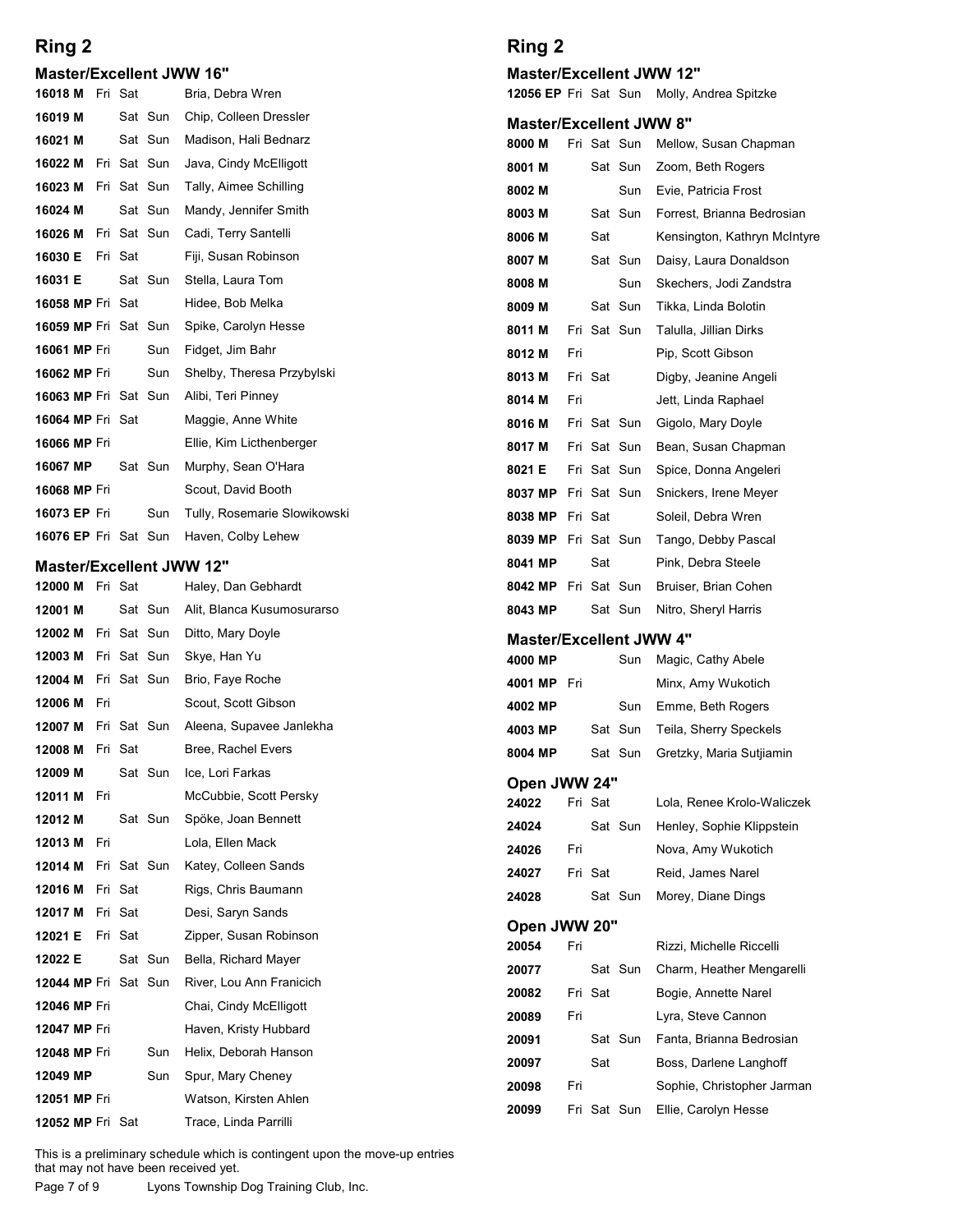## Ring 2

### Master/Excellent JWW 16"

| Armband | Fri | Sat | Sun | Dog, Handler |
|---|---|---|---|---|
| 16018 M | Fri | Sat | | Bria, Debra Wren |
| 16019 M | | Sat | Sun | Chip, Colleen Dressler |
| 16021 M | | Sat | Sun | Madison, Hali Bednarz |
| 16022 M | Fri | Sat | Sun | Java, Cindy McElligott |
| 16023 M | Fri | Sat | Sun | Tally, Aimee Schilling |
| 16024 M | | Sat | Sun | Mandy, Jennifer Smith |
| 16026 M | Fri | Sat | Sun | Cadi, Terry Santelli |
| 16030 E | Fri | Sat | | Fiji, Susan Robinson |
| 16031 E | | Sat | Sun | Stella, Laura Tom |
| 16058 MP | Fri | Sat | | Hidee, Bob Melka |
| 16059 MP | Fri | Sat | Sun | Spike, Carolyn Hesse |
| 16061 MP | Fri | | Sun | Fidget, Jim Bahr |
| 16062 MP | Fri | | Sun | Shelby, Theresa Przybylski |
| 16063 MP | Fri | Sat | Sun | Alibi, Teri Pinney |
| 16064 MP | Fri | Sat | | Maggie, Anne White |
| 16066 MP | Fri | | | Ellie, Kim Licthenberger |
| 16067 MP | | Sat | Sun | Murphy, Sean O'Hara |
| 16068 MP | Fri | | | Scout, David Booth |
| 16073 EP | Fri | | Sun | Tully, Rosemarie Slowikowski |
| 16076 EP | Fri | Sat | Sun | Haven, Colby Lehew |

### Master/Excellent JWW 12"

| Armband | Fri | Sat | Sun | Dog, Handler |
|---|---|---|---|---|
| 12000 M | Fri | Sat | | Haley, Dan Gebhardt |
| 12001 M | | Sat | Sun | Alit, Blanca Kusumosurarso |
| 12002 M | Fri | Sat | Sun | Ditto, Mary Doyle |
| 12003 M | Fri | Sat | Sun | Skye, Han Yu |
| 12004 M | Fri | Sat | Sun | Brio, Faye Roche |
| 12006 M | Fri | | | Scout, Scott Gibson |
| 12007 M | Fri | Sat | Sun | Aleena, Supavee Janlekha |
| 12008 M | Fri | Sat | | Bree, Rachel Evers |
| 12009 M | | Sat | Sun | Ice, Lori Farkas |
| 12011 M | Fri | | | McCubbie, Scott Persky |
| 12012 M | | Sat | Sun | Spöke, Joan Bennett |
| 12013 M | Fri | | | Lola, Ellen Mack |
| 12014 M | Fri | Sat | Sun | Katey, Colleen Sands |
| 12016 M | Fri | Sat | | Rigs, Chris Baumann |
| 12017 M | Fri | Sat | | Desi, Saryn Sands |
| 12021 E | Fri | Sat | | Zipper, Susan Robinson |
| 12022 E | | Sat | Sun | Bella, Richard Mayer |
| 12044 MP | Fri | Sat | Sun | River, Lou Ann Franicich |
| 12046 MP | Fri | | | Chai, Cindy McElligott |
| 12047 MP | Fri | | | Haven, Kristy Hubbard |
| 12048 MP | Fri | | Sun | Helix, Deborah Hanson |
| 12049 MP | | | Sun | Spur, Mary Cheney |
| 12051 MP | Fri | | | Watson, Kirsten Ahlen |
| 12052 MP | Fri | Sat | | Trace, Linda Parrilli |
| 12056 EP | Fri | Sat | Sun | Molly, Andrea Spitzke |

### Master/Excellent JWW 8"

| Armband | Fri | Sat | Sun | Dog, Handler |
|---|---|---|---|---|
| 8000 M | Fri | Sat | Sun | Mellow, Susan Chapman |
| 8001 M | | Sat | Sun | Zoom, Beth Rogers |
| 8002 M | | | Sun | Evie, Patricia Frost |
| 8003 M | | Sat | Sun | Forrest, Brianna Bedrosian |
| 8006 M | | Sat | | Kensington, Kathryn McIntyre |
| 8007 M | | Sat | Sun | Daisy, Laura Donaldson |
| 8008 M | | | Sun | Skechers, Jodi Zandstra |
| 8009 M | | Sat | Sun | Tikka, Linda Bolotin |
| 8011 M | Fri | Sat | Sun | Talulla, Jillian Dirks |
| 8012 M | Fri | | | Pip, Scott Gibson |
| 8013 M | Fri | Sat | | Digby, Jeanine Angeli |
| 8014 M | Fri | | | Jett, Linda Raphael |
| 8016 M | Fri | Sat | Sun | Gigolo, Mary Doyle |
| 8017 M | Fri | Sat | Sun | Bean, Susan Chapman |
| 8021 E | Fri | Sat | Sun | Spice, Donna Angeleri |
| 8037 MP | Fri | Sat | Sun | Snickers, Irene Meyer |
| 8038 MP | Fri | Sat | | Soleil, Debra Wren |
| 8039 MP | Fri | Sat | Sun | Tango, Debby Pascal |
| 8041 MP | | Sat | | Pink, Debra Steele |
| 8042 MP | Fri | Sat | Sun | Bruiser, Brian Cohen |
| 8043 MP | | Sat | Sun | Nitro, Sheryl Harris |

### Master/Excellent JWW 4"

| Armband | Fri | Sat | Sun | Dog, Handler |
|---|---|---|---|---|
| 4000 MP | | | Sun | Magic, Cathy Abele |
| 4001 MP | Fri | | | Minx, Amy Wukotich |
| 4002 MP | | | Sun | Emme, Beth Rogers |
| 4003 MP | | Sat | Sun | Teila, Sherry Speckels |
| 8004 MP | | Sat | Sun | Gretzky, Maria Sutjiamin |

### Open JWW 24"

| Armband | Fri | Sat | Sun | Dog, Handler |
|---|---|---|---|---|
| 24022 | Fri | Sat | | Lola, Renee Krolo-Waliczek |
| 24024 | | Sat | Sun | Henley, Sophie Klippstein |
| 24026 | Fri | | | Nova, Amy Wukotich |
| 24027 | Fri | Sat | | Reid, James Narel |
| 24028 | | Sat | Sun | Morey, Diane Dings |

### Open JWW 20"

| Armband | Fri | Sat | Sun | Dog, Handler |
|---|---|---|---|---|
| 20054 | Fri | | | Rizzi, Michelle Riccelli |
| 20077 | | Sat | Sun | Charm, Heather Mengarelli |
| 20082 | Fri | Sat | | Bogie, Annette Narel |
| 20089 | Fri | | | Lyra, Steve Cannon |
| 20091 | | Sat | Sun | Fanta, Brianna Bedrosian |
| 20097 | | Sat | | Boss, Darlene Langhoff |
| 20098 | Fri | | | Sophie, Christopher Jarman |
| 20099 | Fri | Sat | Sun | Ellie, Carolyn Hesse |

This is a preliminary schedule which is contingent upon the move-up entries that may not have been received yet.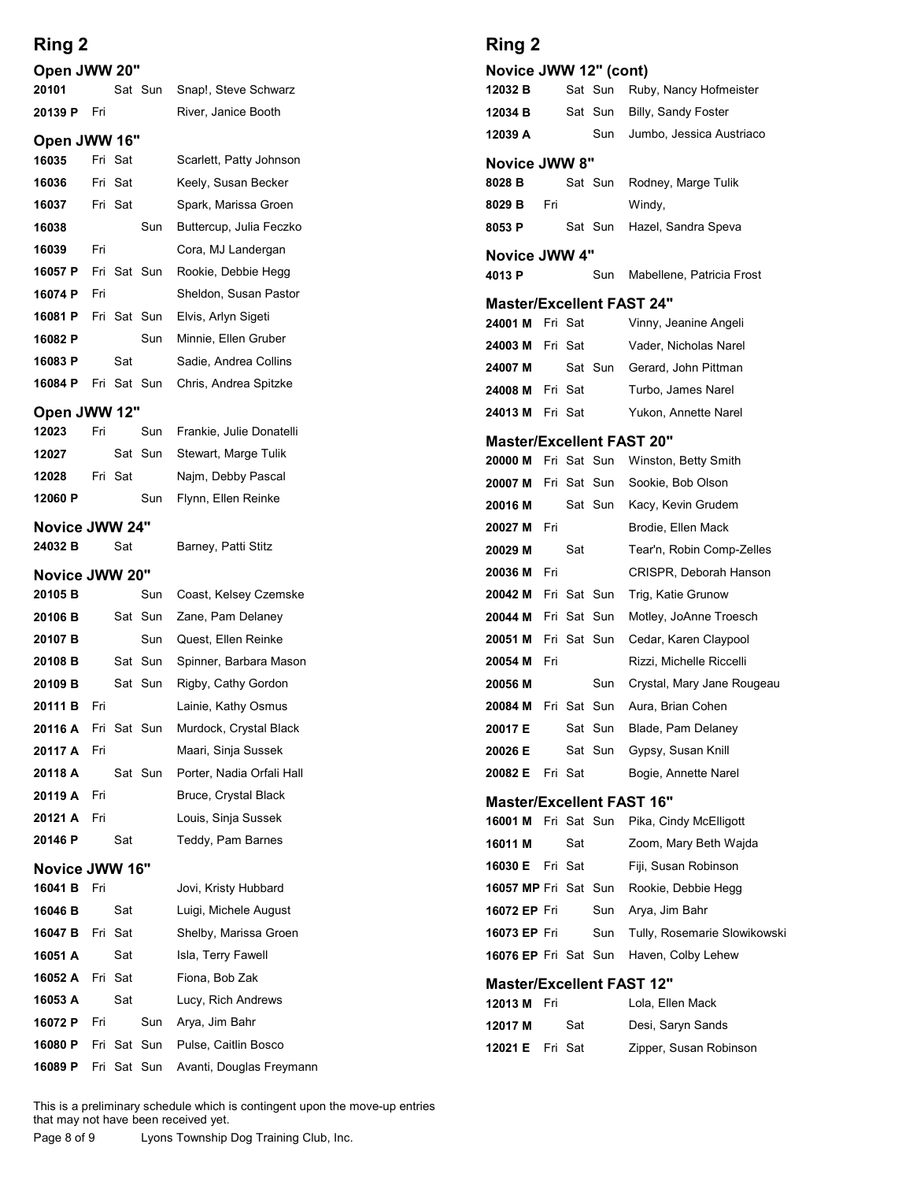# Ring 2

### Open JWW 20"

| Number | Fri | Sat | Sun | Dog, Handler |
|---|---|---|---|---|
| 20101 | | Sat | Sun | Snap!, Steve Schwarz |
| 20139 P | Fri | | | River, Janice Booth |

### Open JWW 16"

| Number | Fri | Sat | Sun | Dog, Handler |
|---|---|---|---|---|
| 16035 | Fri | Sat | | Scarlett, Patty Johnson |
| 16036 | Fri | Sat | | Keely, Susan Becker |
| 16037 | Fri | Sat | | Spark, Marissa Groen |
| 16038 | | | Sun | Buttercup, Julia Feczko |
| 16039 | Fri | | | Cora, MJ Landergan |
| 16057 P | Fri | Sat | Sun | Rookie, Debbie Hegg |
| 16074 P | Fri | | | Sheldon, Susan Pastor |
| 16081 P | Fri | Sat | Sun | Elvis, Arlyn Sigeti |
| 16082 P | | | Sun | Minnie, Ellen Gruber |
| 16083 P | | Sat | | Sadie, Andrea Collins |
| 16084 P | Fri | Sat | Sun | Chris, Andrea Spitzke |

### Open JWW 12"

| Number | Fri | Sat | Sun | Dog, Handler |
|---|---|---|---|---|
| 12023 | Fri | | Sun | Frankie, Julie Donatelli |
| 12027 | | Sat | Sun | Stewart, Marge Tulik |
| 12028 | Fri | Sat | | Najm, Debby Pascal |
| 12060 P | | | Sun | Flynn, Ellen Reinke |

### Novice JWW 24"

| Number | Fri | Sat | Sun | Dog, Handler |
|---|---|---|---|---|
| 24032 B | | Sat | | Barney, Patti Stitz |

### Novice JWW 20"

| Number | Fri | Sat | Sun | Dog, Handler |
|---|---|---|---|---|
| 20105 B | | | Sun | Coast, Kelsey Czemske |
| 20106 B | | Sat | Sun | Zane, Pam Delaney |
| 20107 B | | | Sun | Quest, Ellen Reinke |
| 20108 B | | Sat | Sun | Spinner, Barbara Mason |
| 20109 B | | Sat | Sun | Rigby, Cathy Gordon |
| 20111 B | Fri | | | Lainie, Kathy Osmus |
| 20116 A | Fri | Sat | Sun | Murdock, Crystal Black |
| 20117 A | Fri | | | Maari, Sinja Sussek |
| 20118 A | | Sat | Sun | Porter, Nadia Orfali Hall |
| 20119 A | Fri | | | Bruce, Crystal Black |
| 20121 A | Fri | | | Louis, Sinja Sussek |
| 20146 P | | Sat | | Teddy, Pam Barnes |

### Novice JWW 16"

| Number | Fri | Sat | Sun | Dog, Handler |
|---|---|---|---|---|
| 16041 B | Fri | | | Jovi, Kristy Hubbard |
| 16046 B | | Sat | | Luigi, Michele August |
| 16047 B | Fri | Sat | | Shelby, Marissa Groen |
| 16051 A | | Sat | | Isla, Terry Fawell |
| 16052 A | Fri | Sat | | Fiona, Bob Zak |
| 16053 A | | Sat | | Lucy, Rich Andrews |
| 16072 P | Fri | | Sun | Arya, Jim Bahr |
| 16080 P | Fri | Sat | Sun | Pulse, Caitlin Bosco |
| 16089 P | Fri | Sat | Sun | Avanti, Douglas Freymann |

### Novice JWW 12" (cont)

| Number | Fri | Sat | Sun | Dog, Handler |
|---|---|---|---|---|
| 12032 B | | Sat | Sun | Ruby, Nancy Hofmeister |
| 12034 B | | Sat | Sun | Billy, Sandy Foster |
| 12039 A | | | Sun | Jumbo, Jessica Austriaco |

### Novice JWW 8"

| Number | Fri | Sat | Sun | Dog, Handler |
|---|---|---|---|---|
| 8028 B | | Sat | Sun | Rodney, Marge Tulik |
| 8029 B | Fri | | | Windy, |
| 8053 P | | Sat | Sun | Hazel, Sandra Speva |

### Novice JWW 4"

| Number | Fri | Sat | Sun | Dog, Handler |
|---|---|---|---|---|
| 4013 P | | | Sun | Mabellene, Patricia Frost |

### Master/Excellent FAST 24"

| Number | Fri | Sat | Sun | Dog, Handler |
|---|---|---|---|---|
| 24001 M | Fri | Sat | | Vinny, Jeanine Angeli |
| 24003 M | Fri | Sat | | Vader, Nicholas Narel |
| 24007 M | | Sat | Sun | Gerard, John Pittman |
| 24008 M | Fri | Sat | | Turbo, James Narel |
| 24013 M | Fri | Sat | | Yukon, Annette Narel |

### Master/Excellent FAST 20"

| Number | Fri | Sat | Sun | Dog, Handler |
|---|---|---|---|---|
| 20000 M | Fri | Sat | Sun | Winston, Betty Smith |
| 20007 M | Fri | Sat | Sun | Sookie, Bob Olson |
| 20016 M | | Sat | Sun | Kacy, Kevin Grudem |
| 20027 M | Fri | | | Brodie, Ellen Mack |
| 20029 M | | Sat | | Tear'n, Robin Comp-Zelles |
| 20036 M | Fri | | | CRISPR, Deborah Hanson |
| 20042 M | Fri | Sat | Sun | Trig, Katie Grunow |
| 20044 M | Fri | Sat | Sun | Motley, JoAnne Troesch |
| 20051 M | Fri | Sat | Sun | Cedar, Karen Claypool |
| 20054 M | Fri | | | Rizzi, Michelle Riccelli |
| 20056 M | | | Sun | Crystal, Mary Jane Rougeau |
| 20084 M | Fri | Sat | Sun | Aura, Brian Cohen |
| 20017 E | | Sat | Sun | Blade, Pam Delaney |
| 20026 E | | Sat | Sun | Gypsy, Susan Knill |
| 20082 E | Fri | Sat | | Bogie, Annette Narel |

### Master/Excellent FAST 16"

| Number | Fri | Sat | Sun | Dog, Handler |
|---|---|---|---|---|
| 16001 M | Fri | Sat | Sun | Pika, Cindy McElligott |
| 16011 M | | Sat | | Zoom, Mary Beth Wajda |
| 16030 E | Fri | Sat | | Fiji, Susan Robinson |
| 16057 MP | Fri | Sat | Sun | Rookie, Debbie Hegg |
| 16072 EP | Fri | | Sun | Arya, Jim Bahr |
| 16073 EP | Fri | | Sun | Tully, Rosemarie Slowikowski |
| 16076 EP | Fri | Sat | Sun | Haven, Colby Lehew |

### Master/Excellent FAST 12"

| Number | Fri | Sat | Sun | Dog, Handler |
|---|---|---|---|---|
| 12013 M | Fri | | | Lola, Ellen Mack |
| 12017 M | | Sat | | Desi, Saryn Sands |
| 12021 E | Fri | Sat | | Zipper, Susan Robinson |

This is a preliminary schedule which is contingent upon the move-up entries that may not have been received yet.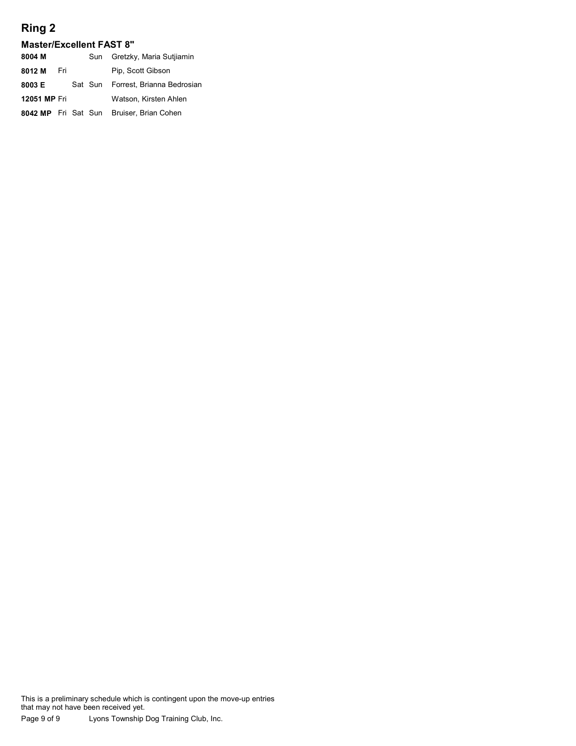# Ring 2

## Master/Excellent FAST 8"

| | | | | |
|---|---|---|---|---|
| **8004 M** | | | Sun | Gretzky, Maria Sutjiamin |
| **8012 M** | Fri | | | Pip, Scott Gibson |
| **8003 E** | | Sat | Sun | Forrest, Brianna Bedrosian |
| **12051 MP** | Fri | | | Watson, Kirsten Ahlen |
| **8042 MP** | Fri | Sat | Sun | Bruiser, Brian Cohen |

This is a preliminary schedule which is contingent upon the move-up entries that may not have been received yet.

Lyons Township Dog Training Club, Inc.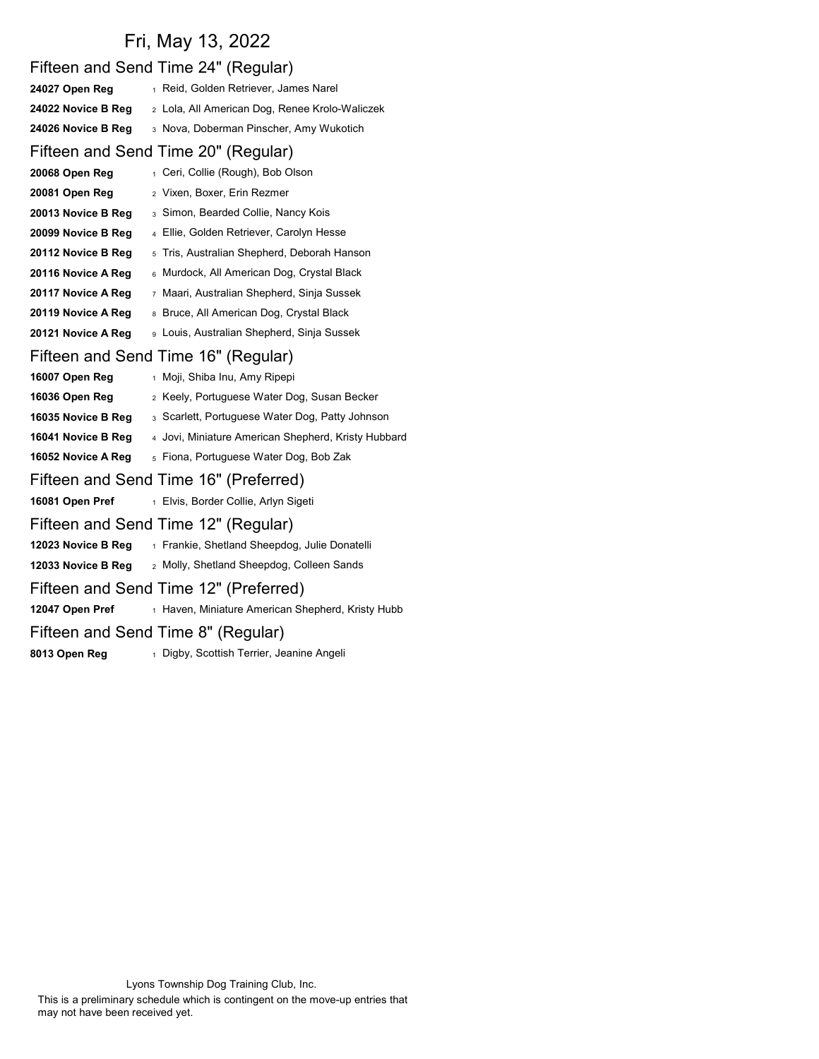# Fri, May 13, 2022

## Fifteen and Send Time 24" (Regular)

| | | |
|---|---|---|
| **24027 Open Reg** | 1 | Reid, Golden Retriever, James Narel |
| **24022 Novice B Reg** | 2 | Lola, All American Dog, Renee Krolo-Waliczek |
| **24026 Novice B Reg** | 3 | Nova, Doberman Pinscher, Amy Wukotich |

## Fifteen and Send Time 20" (Regular)

| | | |
|---|---|---|
| **20068 Open Reg** | 1 | Ceri, Collie (Rough), Bob Olson |
| **20081 Open Reg** | 2 | Vixen, Boxer, Erin Rezmer |
| **20013 Novice B Reg** | 3 | Simon, Bearded Collie, Nancy Kois |
| **20099 Novice B Reg** | 4 | Ellie, Golden Retriever, Carolyn Hesse |
| **20112 Novice B Reg** | 5 | Tris, Australian Shepherd, Deborah Hanson |
| **20116 Novice A Reg** | 6 | Murdock, All American Dog, Crystal Black |
| **20117 Novice A Reg** | 7 | Maari, Australian Shepherd, Sinja Sussek |
| **20119 Novice A Reg** | 8 | Bruce, All American Dog, Crystal Black |
| **20121 Novice A Reg** | 9 | Louis, Australian Shepherd, Sinja Sussek |

## Fifteen and Send Time 16" (Regular)

| | | |
|---|---|---|
| **16007 Open Reg** | 1 | Moji, Shiba Inu, Amy Ripepi |
| **16036 Open Reg** | 2 | Keely, Portuguese Water Dog, Susan Becker |
| **16035 Novice B Reg** | 3 | Scarlett, Portuguese Water Dog, Patty Johnson |
| **16041 Novice B Reg** | 4 | Jovi, Miniature American Shepherd, Kristy Hubbard |
| **16052 Novice A Reg** | 5 | Fiona, Portuguese Water Dog, Bob Zak |

## Fifteen and Send Time 16" (Preferred)

| | | |
|---|---|---|
| **16081 Open Pref** | 1 | Elvis, Border Collie, Arlyn Sigeti |

## Fifteen and Send Time 12" (Regular)

| | | |
|---|---|---|
| **12023 Novice B Reg** | 1 | Frankie, Shetland Sheepdog, Julie Donatelli |
| **12033 Novice B Reg** | 2 | Molly, Shetland Sheepdog, Colleen Sands |

## Fifteen and Send Time 12" (Preferred)

| | | |
|---|---|---|
| **12047 Open Pref** | 1 | Haven, Miniature American Shepherd, Kristy Hubb |

## Fifteen and Send Time 8" (Regular)

| | | |
|---|---|---|
| **8013 Open Reg** | 1 | Digby, Scottish Terrier, Jeanine Angeli |

Lyons Township Dog Training Club, Inc.

This is a preliminary schedule which is contingent on the move-up entries that may not have been received yet.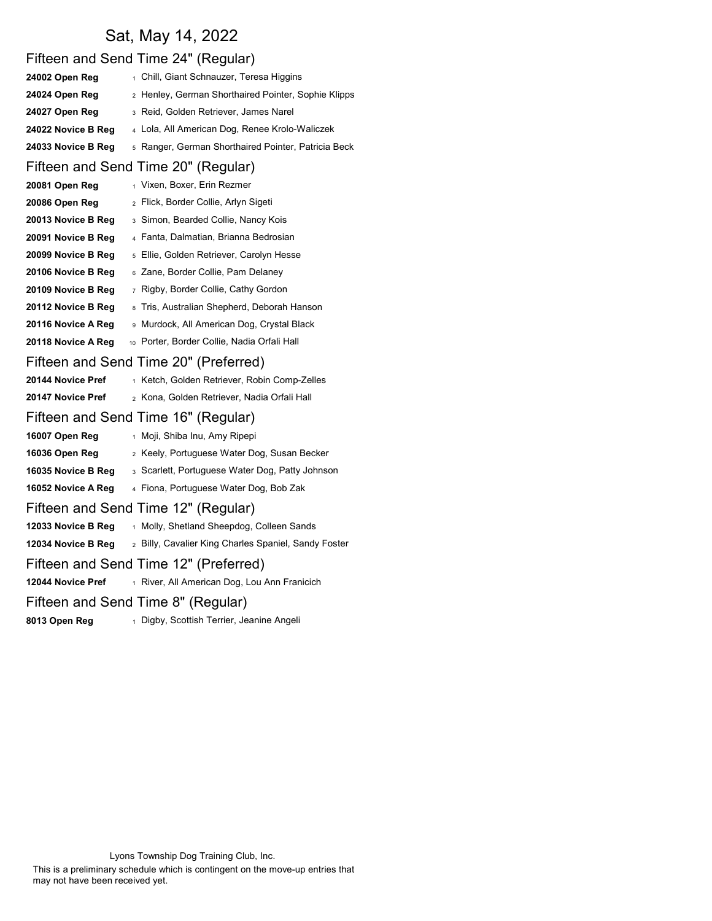# Sat, May 14, 2022

## Fifteen and Send Time 24" (Regular)

**24002 Open Reg** 1 Chill, Giant Schnauzer, Teresa Higgins

**24024 Open Reg** 2 Henley, German Shorthaired Pointer, Sophie Klipps

**24027 Open Reg** 3 Reid, Golden Retriever, James Narel

**24022 Novice B Reg** 4 Lola, All American Dog, Renee Krolo-Waliczek

**24033 Novice B Reg** 5 Ranger, German Shorthaired Pointer, Patricia Beck

## Fifteen and Send Time 20" (Regular)

**20081 Open Reg** 1 Vixen, Boxer, Erin Rezmer

**20086 Open Reg** 2 Flick, Border Collie, Arlyn Sigeti

**20013 Novice B Reg** 3 Simon, Bearded Collie, Nancy Kois

**20091 Novice B Reg** 4 Fanta, Dalmatian, Brianna Bedrosian

**20099 Novice B Reg** 5 Ellie, Golden Retriever, Carolyn Hesse

**20106 Novice B Reg** 6 Zane, Border Collie, Pam Delaney

**20109 Novice B Reg** 7 Rigby, Border Collie, Cathy Gordon

**20112 Novice B Reg** 8 Tris, Australian Shepherd, Deborah Hanson

**20116 Novice A Reg** 9 Murdock, All American Dog, Crystal Black

**20118 Novice A Reg** 10 Porter, Border Collie, Nadia Orfali Hall

## Fifteen and Send Time 20" (Preferred)

**20144 Novice Pref** 1 Ketch, Golden Retriever, Robin Comp-Zelles

**20147 Novice Pref** 2 Kona, Golden Retriever, Nadia Orfali Hall

## Fifteen and Send Time 16" (Regular)

**16007 Open Reg** 1 Moji, Shiba Inu, Amy Ripepi

**16036 Open Reg** 2 Keely, Portuguese Water Dog, Susan Becker

**16035 Novice B Reg** 3 Scarlett, Portuguese Water Dog, Patty Johnson

**16052 Novice A Reg** 4 Fiona, Portuguese Water Dog, Bob Zak

## Fifteen and Send Time 12" (Regular)

**12033 Novice B Reg** 1 Molly, Shetland Sheepdog, Colleen Sands

**12034 Novice B Reg** 2 Billy, Cavalier King Charles Spaniel, Sandy Foster

## Fifteen and Send Time 12" (Preferred)

**12044 Novice Pref** 1 River, All American Dog, Lou Ann Franicich

## Fifteen and Send Time 8" (Regular)

**8013 Open Reg** 1 Digby, Scottish Terrier, Jeanine Angeli

Lyons Township Dog Training Club, Inc.

This is a preliminary schedule which is contingent on the move-up entries that may not have been received yet.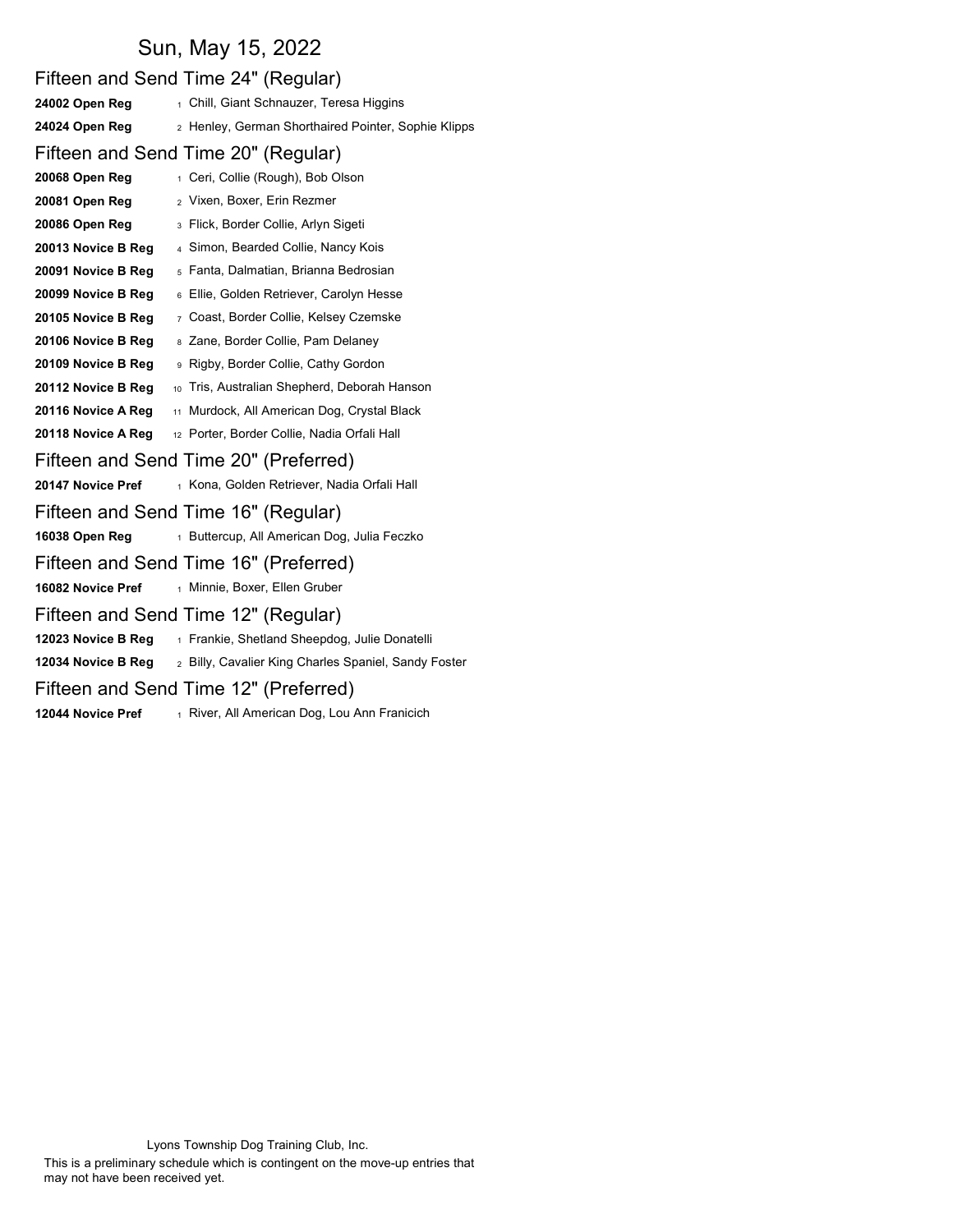# Sun, May 15, 2022

## Fifteen and Send Time 24" (Regular)

| | | |
|---|---|---|
| **24002 Open Reg** | 1 | Chill, Giant Schnauzer, Teresa Higgins |
| **24024 Open Reg** | 2 | Henley, German Shorthaired Pointer, Sophie Klipps |

## Fifteen and Send Time 20" (Regular)

| | | |
|---|---|---|
| **20068 Open Reg** | 1 | Ceri, Collie (Rough), Bob Olson |
| **20081 Open Reg** | 2 | Vixen, Boxer, Erin Rezmer |
| **20086 Open Reg** | 3 | Flick, Border Collie, Arlyn Sigeti |
| **20013 Novice B Reg** | 4 | Simon, Bearded Collie, Nancy Kois |
| **20091 Novice B Reg** | 5 | Fanta, Dalmatian, Brianna Bedrosian |
| **20099 Novice B Reg** | 6 | Ellie, Golden Retriever, Carolyn Hesse |
| **20105 Novice B Reg** | 7 | Coast, Border Collie, Kelsey Czemske |
| **20106 Novice B Reg** | 8 | Zane, Border Collie, Pam Delaney |
| **20109 Novice B Reg** | 9 | Rigby, Border Collie, Cathy Gordon |
| **20112 Novice B Reg** | 10 | Tris, Australian Shepherd, Deborah Hanson |
| **20116 Novice A Reg** | 11 | Murdock, All American Dog, Crystal Black |
| **20118 Novice A Reg** | 12 | Porter, Border Collie, Nadia Orfali Hall |

## Fifteen and Send Time 20" (Preferred)

| | | |
|---|---|---|
| **20147 Novice Pref** | 1 | Kona, Golden Retriever, Nadia Orfali Hall |

## Fifteen and Send Time 16" (Regular)

| | | |
|---|---|---|
| **16038 Open Reg** | 1 | Buttercup, All American Dog, Julia Feczko |

## Fifteen and Send Time 16" (Preferred)

| | | |
|---|---|---|
| **16082 Novice Pref** | 1 | Minnie, Boxer, Ellen Gruber |

## Fifteen and Send Time 12" (Regular)

| | | |
|---|---|---|
| **12023 Novice B Reg** | 1 | Frankie, Shetland Sheepdog, Julie Donatelli |
| **12034 Novice B Reg** | 2 | Billy, Cavalier King Charles Spaniel, Sandy Foster |

## Fifteen and Send Time 12" (Preferred)

| | | |
|---|---|---|
| **12044 Novice Pref** | 1 | River, All American Dog, Lou Ann Franicich |

Lyons Township Dog Training Club, Inc.

This is a preliminary schedule which is contingent on the move-up entries that may not have been received yet.